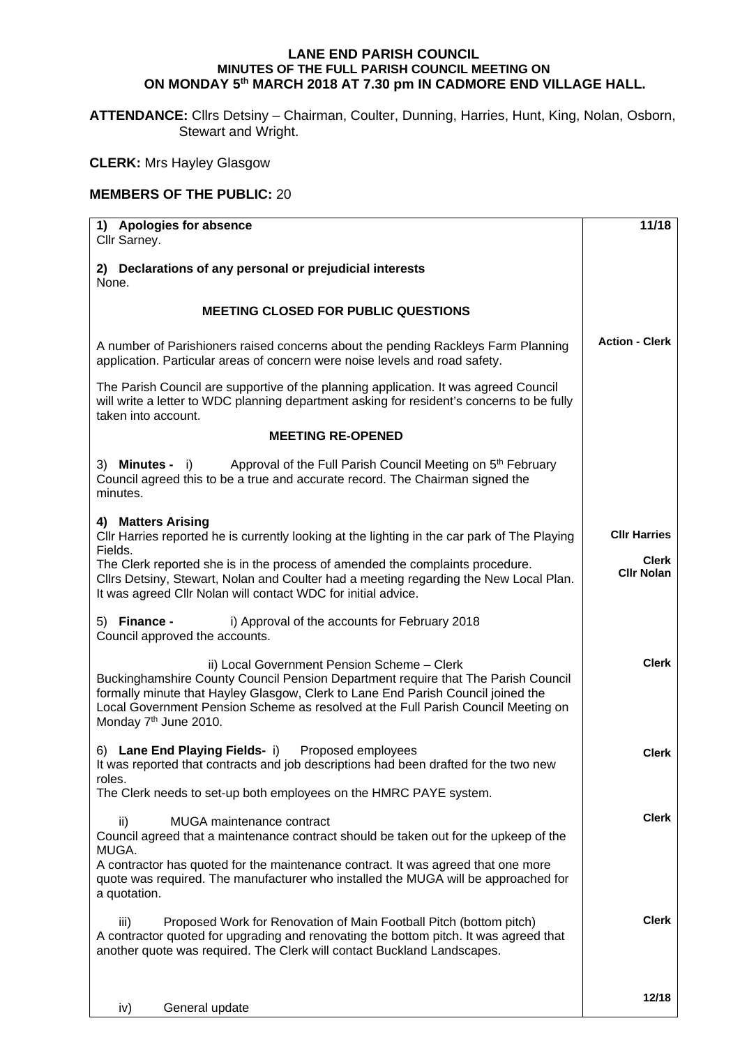# LANE END PARISH COUNCIL

## MINUTES OF THE FULL PARISH COUNCIL MEETING ON
## ON MONDAY 5th MARCH 2018 AT 7.30 pm IN CADMORE END VILLAGE HALL.

**ATTENDANCE:** Cllrs Detsiny – Chairman, Coulter, Dunning, Harries, Hunt, King, Nolan, Osborn, Stewart and Wright.

**CLERK:** Mrs Hayley Glasgow

**MEMBERS OF THE PUBLIC:** 20

| | |
|---|---|
| **1) Apologies for absence**<br>Cllr Sarney. | **11/18** |
| **2) Declarations of any personal or prejudicial interests**<br>None. | |
| **MEETING CLOSED FOR PUBLIC QUESTIONS** | |
| A number of Parishioners raised concerns about the pending Rackleys Farm Planning application. Particular areas of concern were noise levels and road safety.<br><br>The Parish Council are supportive of the planning application. It was agreed Council will write a letter to WDC planning department asking for resident's concerns to be fully taken into account. | **Action - Clerk** |
| **MEETING RE-OPENED** | |
| 3) **Minutes -** i) Approval of the Full Parish Council Meeting on 5th February<br>Council agreed this to be a true and accurate record. The Chairman signed the minutes. | |
| **4) Matters Arising**<br>Cllr Harries reported he is currently looking at the lighting in the car park of The Playing Fields.<br>The Clerk reported she is in the process of amended the complaints procedure.<br>Cllrs Detsiny, Stewart, Nolan and Coulter had a meeting regarding the New Local Plan. It was agreed Cllr Nolan will contact WDC for initial advice. | **Cllr Harries**<br><br>**Clerk**<br>**Cllr Nolan** |
| 5) **Finance -** i) Approval of the accounts for February 2018<br>Council approved the accounts. | |
| ii) Local Government Pension Scheme – Clerk<br>Buckinghamshire County Council Pension Department require that The Parish Council formally minute that Hayley Glasgow, Clerk to Lane End Parish Council joined the Local Government Pension Scheme as resolved at the Full Parish Council Meeting on Monday 7th June 2010. | **Clerk** |
| 6) **Lane End Playing Fields-** i) Proposed employees<br>It was reported that contracts and job descriptions had been drafted for the two new roles.<br>The Clerk needs to set-up both employees on the HMRC PAYE system. | **Clerk** |
| ii) MUGA maintenance contract<br>Council agreed that a maintenance contract should be taken out for the upkeep of the MUGA.<br>A contractor has quoted for the maintenance contract. It was agreed that one more quote was required. The manufacturer who installed the MUGA will be approached for a quotation. | **Clerk** |
| iii) Proposed Work for Renovation of Main Football Pitch (bottom pitch)<br>A contractor quoted for upgrading and renovating the bottom pitch. It was agreed that another quote was required. The Clerk will contact Buckland Landscapes. | **Clerk** |
| iv) General update | **12/18** |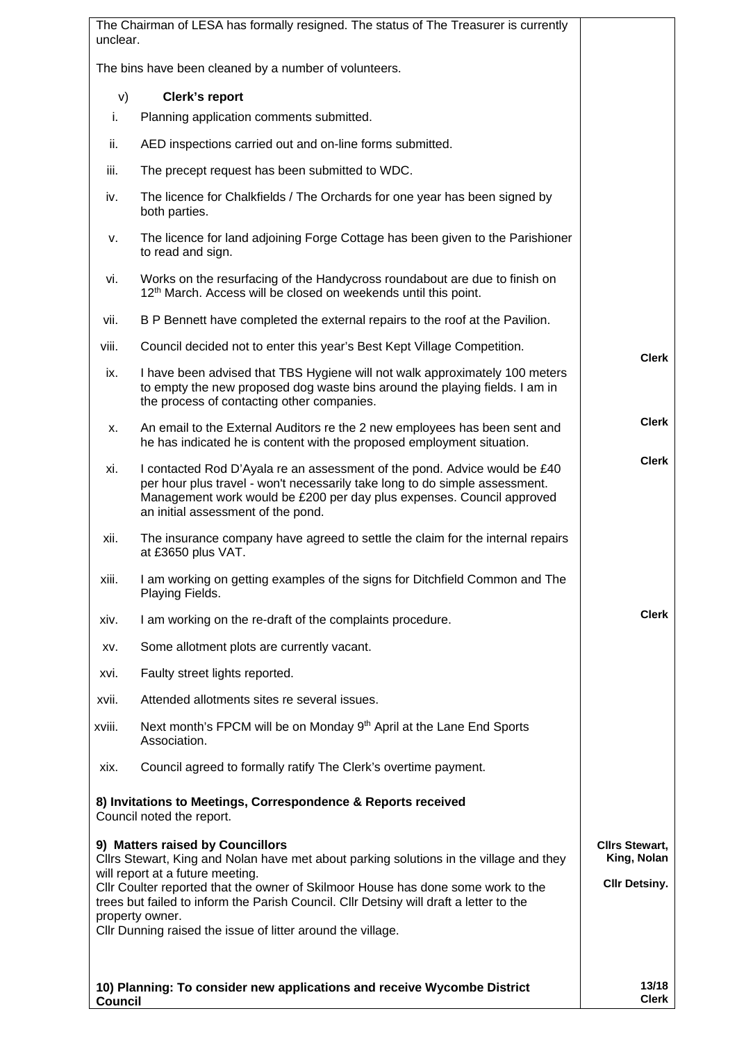| | |
|---|---|
| The Chairman of LESA has formally resigned. The status of The Treasurer is currently unclear.<br><br>The bins have been cleaned by a number of volunteers. | |
| **v) Clerk's report** | |
| i. Planning application comments submitted. | |
| ii. AED inspections carried out and on-line forms submitted. | |
| iii. The precept request has been submitted to WDC. | |
| iv. The licence for Chalkfields / The Orchards for one year has been signed by both parties. | |
| v. The licence for land adjoining Forge Cottage has been given to the Parishioner to read and sign. | |
| vi. Works on the resurfacing of the Handycross roundabout are due to finish on 12th March. Access will be closed on weekends until this point. | |
| vii. B P Bennett have completed the external repairs to the roof at the Pavilion. | |
| viii. Council decided not to enter this year's Best Kept Village Competition. | |
| ix. I have been advised that TBS Hygiene will not walk approximately 100 meters to empty the new proposed dog waste bins around the playing fields. I am in the process of contacting other companies. | **Clerk** |
| x. An email to the External Auditors re the 2 new employees has been sent and he has indicated he is content with the proposed employment situation. | **Clerk** |
| xi. I contacted Rod D'Ayala re an assessment of the pond. Advice would be £40 per hour plus travel - won't necessarily take long to do simple assessment. Management work would be £200 per day plus expenses. Council approved an initial assessment of the pond. | **Clerk** |
| xii. The insurance company have agreed to settle the claim for the internal repairs at £3650 plus VAT. | |
| xiii. I am working on getting examples of the signs for Ditchfield Common and The Playing Fields. | |
| xiv. I am working on the re-draft of the complaints procedure. | **Clerk** |
| xv. Some allotment plots are currently vacant. | |
| xvi. Faulty street lights reported. | |
| xvii. Attended allotments sites re several issues. | |
| xviii. Next month's FPCM will be on Monday 9th April at the Lane End Sports Association. | |
| xix. Council agreed to formally ratify The Clerk's overtime payment. | |
| **8) Invitations to Meetings, Correspondence & Reports received**<br>Council noted the report. | |
| **9) Matters raised by Councillors**<br>Cllrs Stewart, King and Nolan have met about parking solutions in the village and they will report at a future meeting.<br>Cllr Coulter reported that the owner of Skilmoor House has done some work to the trees but failed to inform the Parish Council. Cllr Detsiny will draft a letter to the property owner.<br>Cllr Dunning raised the issue of litter around the village. | **Cllrs Stewart, King, Nolan**<br><br>**Cllr Detsiny.** |
| **10) Planning: To consider new applications and receive Wycombe District Council** | **Clerk** |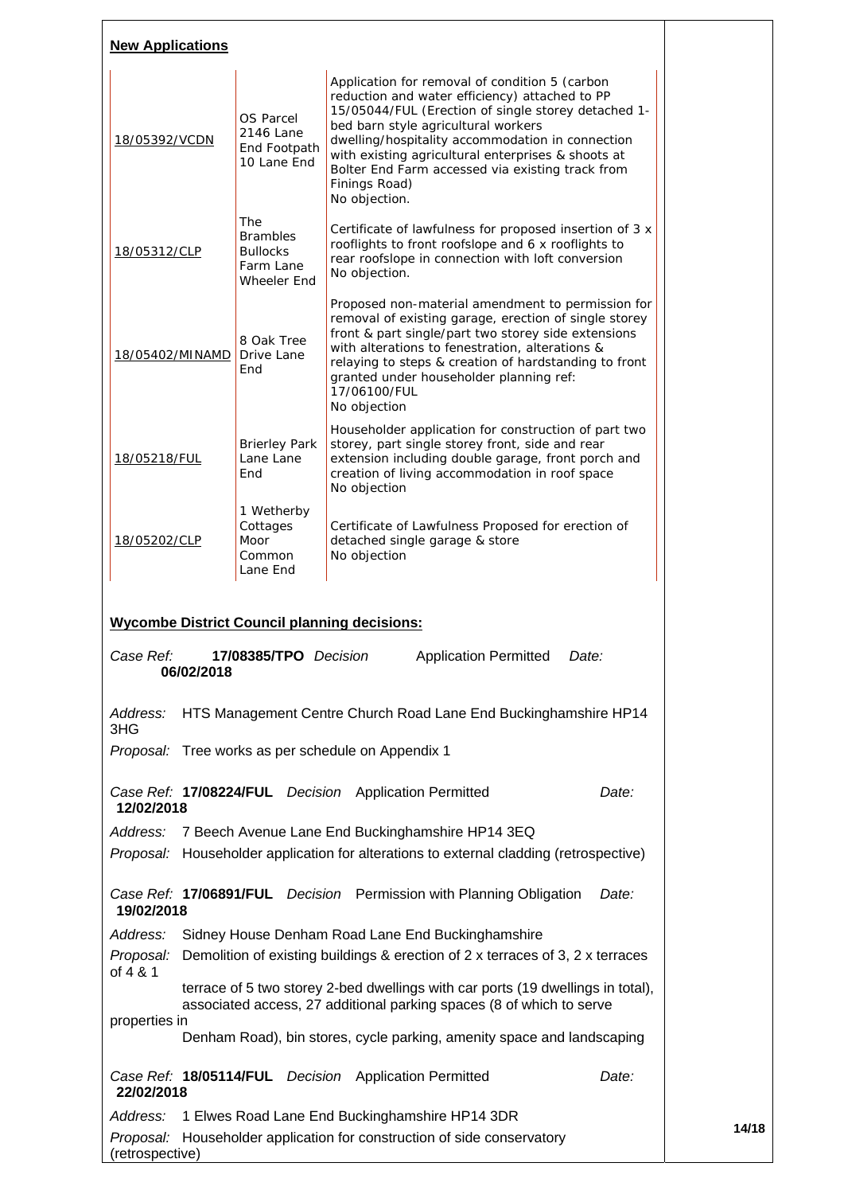**New Applications**

| | | |
|---|---|---|
| 18/05392/VCDN | OS Parcel 2146 Lane End Footpath 10 Lane End | Application for removal of condition 5 (carbon reduction and water efficiency) attached to PP 15/05044/FUL (Erection of single storey detached 1-bed barn style agricultural workers dwelling/hospitality accommodation in connection with existing agricultural enterprises & shoots at Bolter End Farm accessed via existing track from Finings Road)<br>No objection. |
| 18/05312/CLP | The Brambles Bullocks Farm Lane Wheeler End | Certificate of lawfulness for proposed insertion of 3 x rooflights to front roofslope and 6 x rooflights to rear roofslope in connection with loft conversion<br>No objection. |
| 18/05402/MINAMD | 8 Oak Tree Drive Lane End | Proposed non-material amendment to permission for removal of existing garage, erection of single storey front & part single/part two storey side extensions with alterations to fenestration, alterations & relaying to steps & creation of hardstanding to front granted under householder planning ref: 17/06100/FUL<br>No objection |
| 18/05218/FUL | Brierley Park Lane Lane End | Householder application for construction of part two storey, part single storey front, side and rear extension including double garage, front porch and creation of living accommodation in roof space<br>No objection |
| 18/05202/CLP | 1 Wetherby Cottages Moor Common Lane End | Certificate of Lawfulness Proposed for erection of detached single garage & store<br>No objection |

**Wycombe District Council planning decisions:**

*Case Ref:* **17/08385/TPO** *Decision* Application Permitted *Date:* **06/02/2018**

*Address:* HTS Management Centre Church Road Lane End Buckinghamshire HP14 3HG

*Proposal:* Tree works as per schedule on Appendix 1

*Case Ref:* **17/08224/FUL** *Decision* Application Permitted *Date:* **12/02/2018**

*Address:* 7 Beech Avenue Lane End Buckinghamshire HP14 3EQ

*Proposal:* Householder application for alterations to external cladding (retrospective)

*Case Ref:* **17/06891/FUL** *Decision* Permission with Planning Obligation *Date:* **19/02/2018**

*Address:* Sidney House Denham Road Lane End Buckinghamshire

*Proposal:* Demolition of existing buildings & erection of 2 x terraces of 3, 2 x terraces of 4 & 1 terrace of 5 two storey 2-bed dwellings with car ports (19 dwellings in total), associated access, 27 additional parking spaces (8 of which to serve properties in Denham Road), bin stores, cycle parking, amenity space and landscaping

*Case Ref:* **18/05114/FUL** *Decision* Application Permitted *Date:* **22/02/2018**

*Address:* 1 Elwes Road Lane End Buckinghamshire HP14 3DR

*Proposal:* Householder application for construction of side conservatory (retrospective)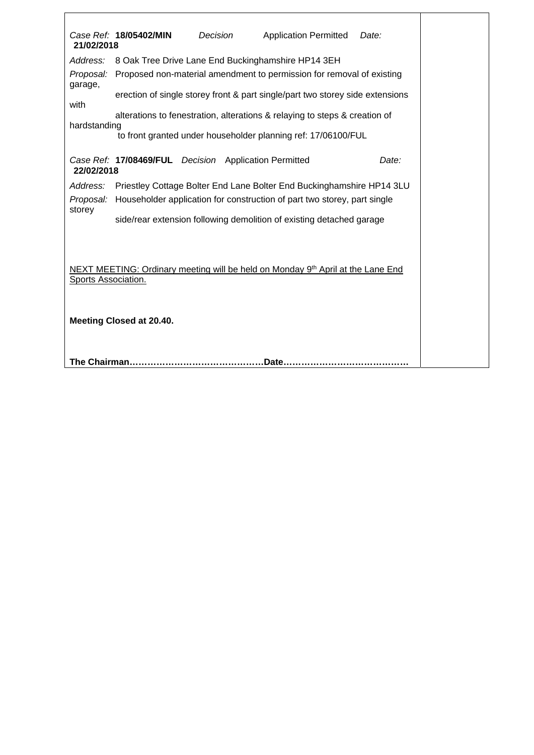*Case Ref:* **18/05402/MIN** *Decision* Application Permitted *Date:* **21/02/2018**

*Address:* 8 Oak Tree Drive Lane End Buckinghamshire HP14 3EH

*Proposal:* Proposed non-material amendment to permission for removal of existing garage, erection of single storey front & part single/part two storey side extensions with alterations to fenestration, alterations & relaying to steps & creation of hardstanding to front granted under householder planning ref: 17/06100/FUL

*Case Ref:* **17/08469/FUL** *Decision* Application Permitted *Date:* **22/02/2018**

*Address:* Priestley Cottage Bolter End Lane Bolter End Buckinghamshire HP14 3LU

*Proposal:* Householder application for construction of part two storey, part single storey side/rear extension following demolition of existing detached garage

<u>NEXT MEETING: Ordinary meeting will be held on Monday 9th April at the Lane End Sports Association.</u>

**Meeting Closed at 20.40.**

**The Chairman……………………………………Date……………………………………**